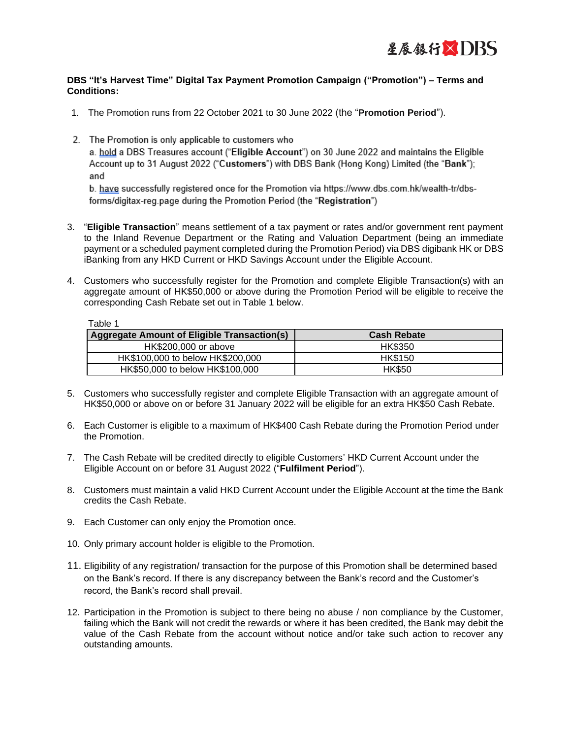星展銀行 DBS

**DBS "It's Harvest Time" Digital Tax Payment Promotion Campaign ("Promotion") – Terms and Conditions:**

1. The Promotion runs from 22 October 2021 to 30 June 2022 (the "**Promotion Period**").

2. The Promotion is only applicable to customers who
   a. hold a DBS Treasures account ("**Eligible Account**") on 30 June 2022 and maintains the Eligible Account up to 31 August 2022 ("**Customers**") with DBS Bank (Hong Kong) Limited (the "**Bank**"); and
   b. have successfully registered once for the Promotion via https://www.dbs.com.hk/wealth-tr/dbs-forms/digitax-reg.page during the Promotion Period (the "**Registration**")

3. "**Eligible Transaction**" means settlement of a tax payment or rates and/or government rent payment to the Inland Revenue Department or the Rating and Valuation Department (being an immediate payment or a scheduled payment completed during the Promotion Period) via DBS digibank HK or DBS iBanking from any HKD Current or HKD Savings Account under the Eligible Account.

4. Customers who successfully register for the Promotion and complete Eligible Transaction(s) with an aggregate amount of HK$50,000 or above during the Promotion Period will be eligible to receive the corresponding Cash Rebate set out in Table 1 below.

Table 1

| Aggregate Amount of Eligible Transaction(s) | Cash Rebate |
| --- | --- |
| HK$200,000 or above | HK$350 |
| HK$100,000 to below HK$200,000 | HK$150 |
| HK$50,000 to below HK$100,000 | HK$50 |

5. Customers who successfully register and complete Eligible Transaction with an aggregate amount of HK$50,000 or above on or before 31 January 2022 will be eligible for an extra HK$50 Cash Rebate.

6. Each Customer is eligible to a maximum of HK$400 Cash Rebate during the Promotion Period under the Promotion.

7. The Cash Rebate will be credited directly to eligible Customers' HKD Current Account under the Eligible Account on or before 31 August 2022 ("**Fulfilment Period**").

8. Customers must maintain a valid HKD Current Account under the Eligible Account at the time the Bank credits the Cash Rebate.

9. Each Customer can only enjoy the Promotion once.

10. Only primary account holder is eligible to the Promotion.

11. Eligibility of any registration/ transaction for the purpose of this Promotion shall be determined based on the Bank's record. If there is any discrepancy between the Bank's record and the Customer's record, the Bank's record shall prevail.

12. Participation in the Promotion is subject to there being no abuse / non compliance by the Customer, failing which the Bank will not credit the rewards or where it has been credited, the Bank may debit the value of the Cash Rebate from the account without notice and/or take such action to recover any outstanding amounts.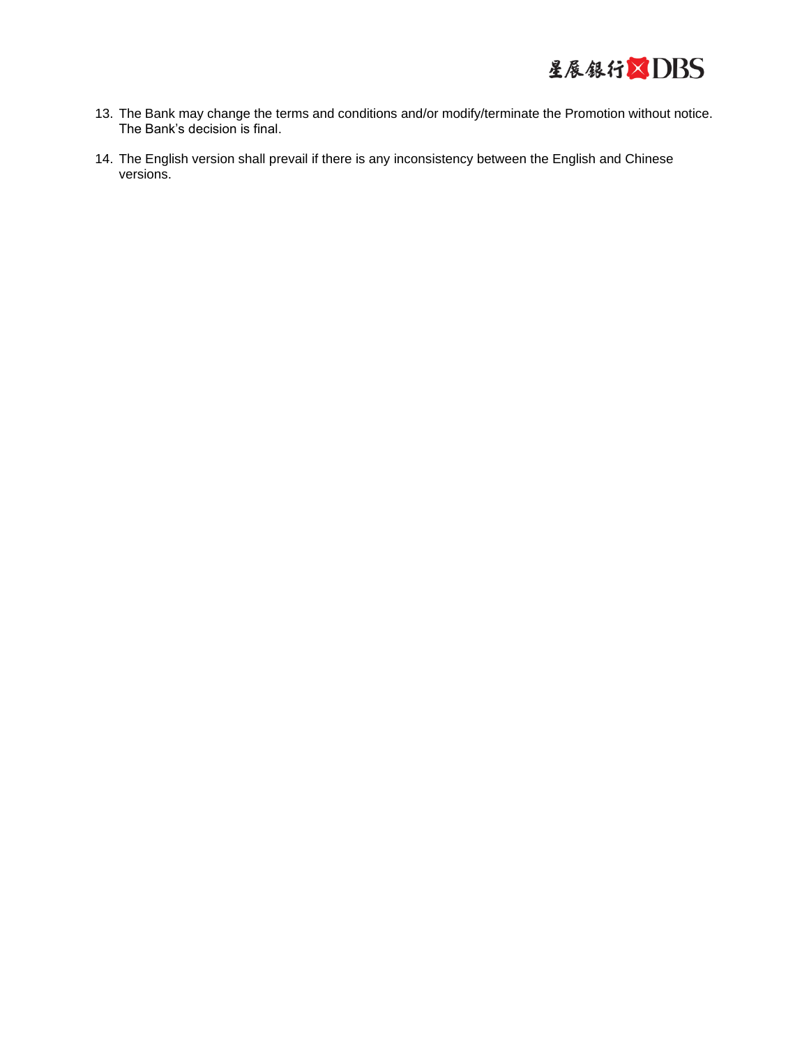13. The Bank may change the terms and conditions and/or modify/terminate the Promotion without notice. The Bank's decision is final.

14. The English version shall prevail if there is any inconsistency between the English and Chinese versions.